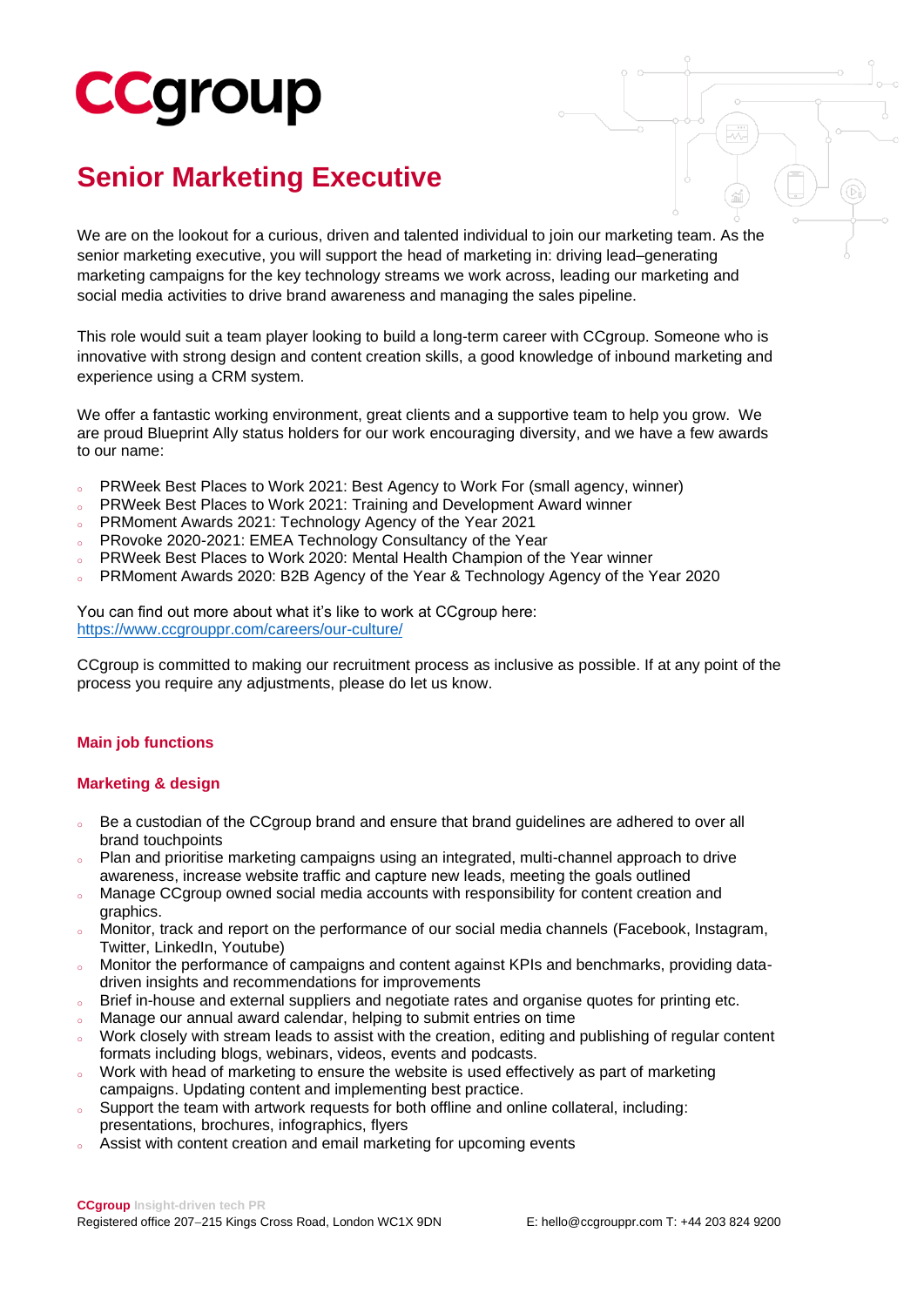# CCgroup

## Senior Marketing Executive

We are on the lookout for a curious, driven and talented individual to join our marketing team. As the senior marketing executive, you will support the head of marketing in: driving lead–generating marketing campaigns for the key technology streams we work across, leading our marketing and social media activities to drive brand awareness and managing the sales pipeline.

This role would suit a team player looking to build a long-term career with CCgroup. Someone who is innovative with strong design and content creation skills, a good knowledge of inbound marketing and experience using a CRM system.

We offer a fantastic working environment, great clients and a supportive team to help you grow. We are proud Blueprint Ally status holders for our work encouraging diversity, and we have a few awards to our name:

- PRWeek Best Places to Work 2021: Best Agency to Work For (small agency, winner)
- PRWeek Best Places to Work 2021: Training and Development Award winner
- PRMoment Awards 2021: Technology Agency of the Year 2021
- PRovoke 2020-2021: EMEA Technology Consultancy of the Year
- PRWeek Best Places to Work 2020: Mental Health Champion of the Year winner
- PRMoment Awards 2020: B2B Agency of the Year & Technology Agency of the Year 2020

You can find out more about what it's like to work at CCgroup here: https://www.ccgrouppr.com/careers/our-culture/

CCgroup is committed to making our recruitment process as inclusive as possible. If at any point of the process you require any adjustments, please do let us know.

### Main job functions

### Marketing & design

- Be a custodian of the CCgroup brand and ensure that brand guidelines are adhered to over all brand touchpoints
- Plan and prioritise marketing campaigns using an integrated, multi-channel approach to drive awareness, increase website traffic and capture new leads, meeting the goals outlined
- Manage CCgroup owned social media accounts with responsibility for content creation and graphics.
- Monitor, track and report on the performance of our social media channels (Facebook, Instagram, Twitter, LinkedIn, Youtube)
- Monitor the performance of campaigns and content against KPIs and benchmarks, providing data-driven insights and recommendations for improvements
- Brief in-house and external suppliers and negotiate rates and organise quotes for printing etc.
- Manage our annual award calendar, helping to submit entries on time
- Work closely with stream leads to assist with the creation, editing and publishing of regular content formats including blogs, webinars, videos, events and podcasts.
- Work with head of marketing to ensure the website is used effectively as part of marketing campaigns. Updating content and implementing best practice.
- Support the team with artwork requests for both offline and online collateral, including: presentations, brochures, infographics, flyers
- Assist with content creation and email marketing for upcoming events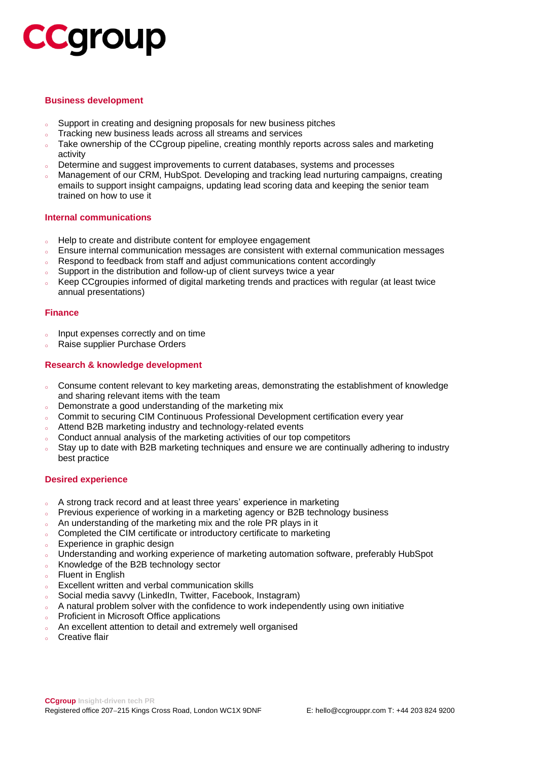### Business development

- Support in creating and designing proposals for new business pitches
- Tracking new business leads across all streams and services
- Take ownership of the CCgroup pipeline, creating monthly reports across sales and marketing activity
- Determine and suggest improvements to current databases, systems and processes
- Management of our CRM, HubSpot. Developing and tracking lead nurturing campaigns, creating emails to support insight campaigns, updating lead scoring data and keeping the senior team trained on how to use it

### Internal communications

- Help to create and distribute content for employee engagement
- Ensure internal communication messages are consistent with external communication messages
- Respond to feedback from staff and adjust communications content accordingly
- Support in the distribution and follow-up of client surveys twice a year
- Keep CCgroupies informed of digital marketing trends and practices with regular (at least twice annual presentations)

### Finance

- Input expenses correctly and on time
- Raise supplier Purchase Orders

### Research & knowledge development

- Consume content relevant to key marketing areas, demonstrating the establishment of knowledge and sharing relevant items with the team
- Demonstrate a good understanding of the marketing mix
- Commit to securing CIM Continuous Professional Development certification every year
- Attend B2B marketing industry and technology-related events
- Conduct annual analysis of the marketing activities of our top competitors
- Stay up to date with B2B marketing techniques and ensure we are continually adhering to industry best practice

### Desired experience

- A strong track record and at least three years' experience in marketing
- Previous experience of working in a marketing agency or B2B technology business
- An understanding of the marketing mix and the role PR plays in it
- Completed the CIM certificate or introductory certificate to marketing
- Experience in graphic design
- Understanding and working experience of marketing automation software, preferably HubSpot
- Knowledge of the B2B technology sector
- Fluent in English
- Excellent written and verbal communication skills
- Social media savvy (LinkedIn, Twitter, Facebook, Instagram)
- A natural problem solver with the confidence to work independently using own initiative
- Proficient in Microsoft Office applications
- An excellent attention to detail and extremely well organised
- Creative flair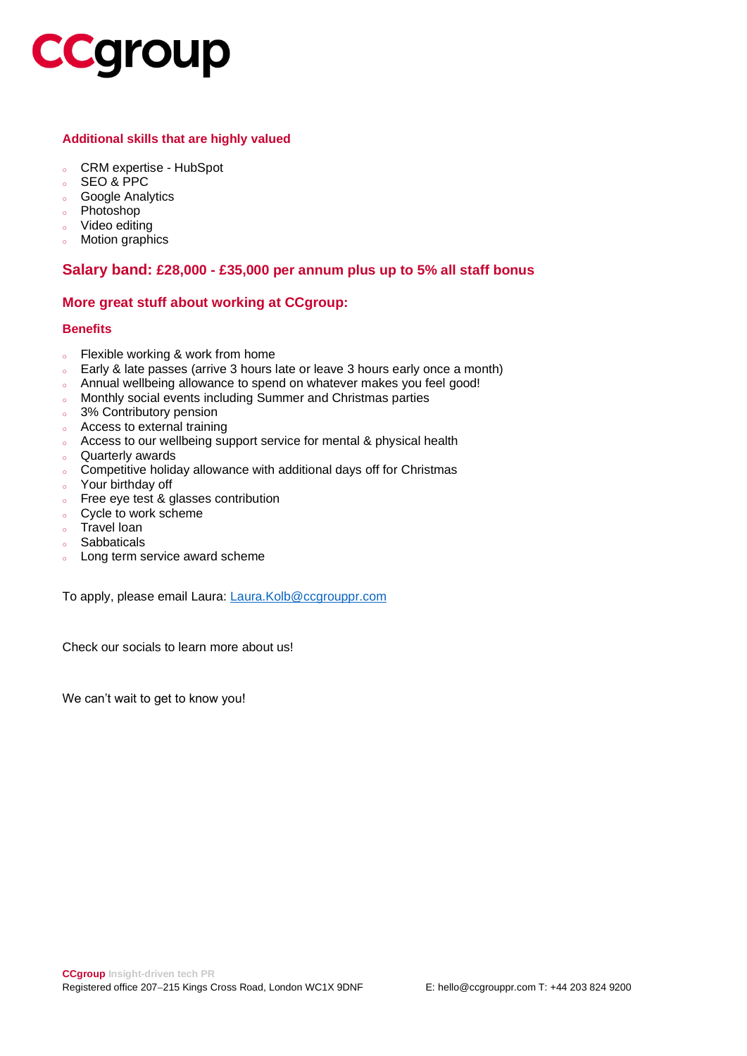### Additional skills that are highly valued

- CRM expertise - HubSpot
- SEO & PPC
- Google Analytics
- Photoshop
- Video editing
- Motion graphics

## Salary band: £28,000 - £35,000 per annum plus up to 5% all staff bonus

## More great stuff about working at CCgroup:

### Benefits

- Flexible working & work from home
- Early & late passes (arrive 3 hours late or leave 3 hours early once a month)
- Annual wellbeing allowance to spend on whatever makes you feel good!
- Monthly social events including Summer and Christmas parties
- 3% Contributory pension
- Access to external training
- Access to our wellbeing support service for mental & physical health
- Quarterly awards
- Competitive holiday allowance with additional days off for Christmas
- Your birthday off
- Free eye test & glasses contribution
- Cycle to work scheme
- Travel loan
- Sabbaticals
- Long term service award scheme

To apply, please email Laura: Laura.Kolb@ccgrouppr.com

Check our socials to learn more about us!

We can't wait to get to know you!